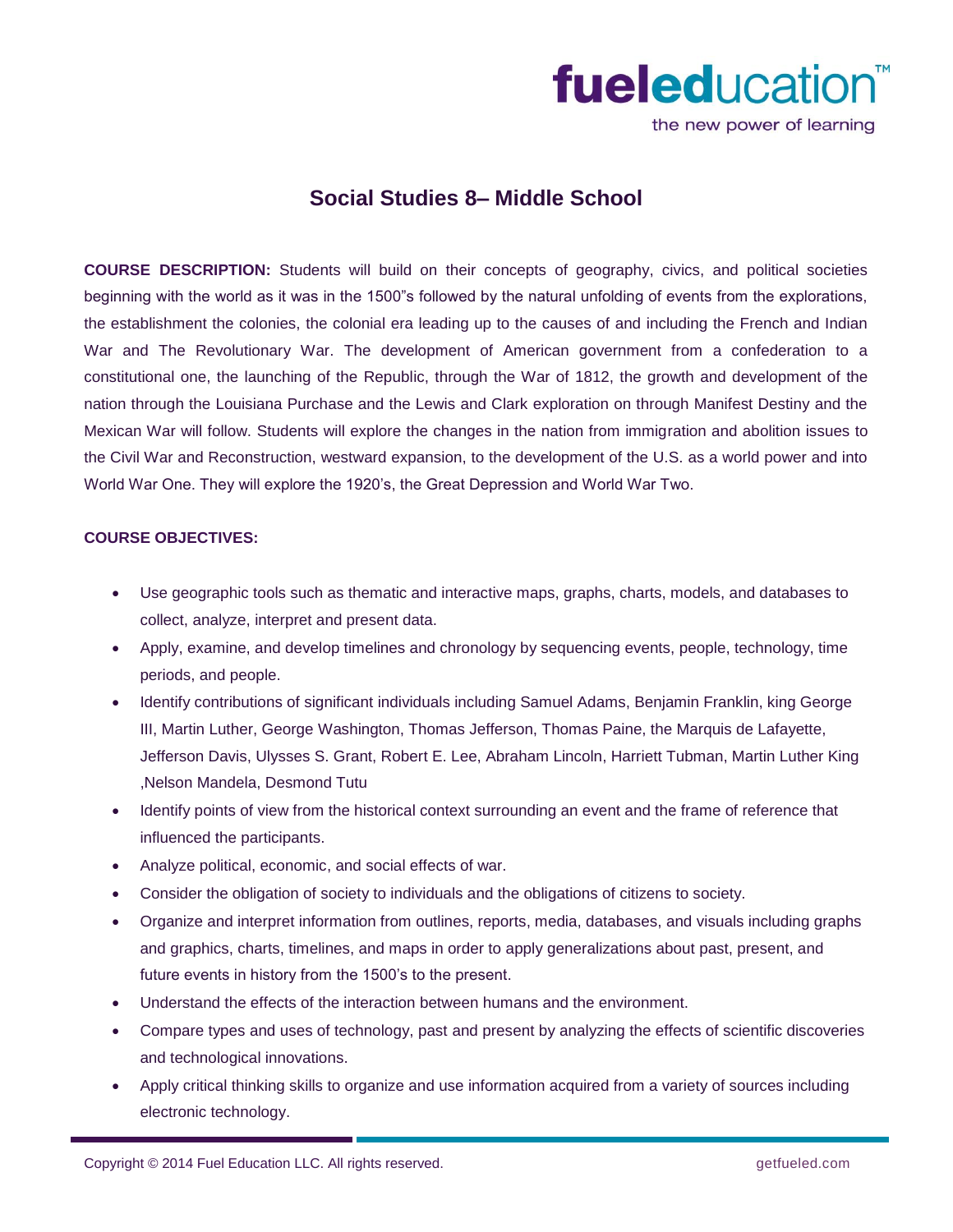# Social Studies 8– Middle School

**COURSE DESCRIPTION:** Students will build on their concepts of geography, civics, and political societies beginning with the world as it was in the 1500"s followed by the natural unfolding of events from the explorations, the establishment the colonies, the colonial era leading up to the causes of and including the French and Indian War and The Revolutionary War. The development of American government from a confederation to a constitutional one, the launching of the Republic, through the War of 1812, the growth and development of the nation through the Louisiana Purchase and the Lewis and Clark exploration on through Manifest Destiny and the Mexican War will follow. Students will explore the changes in the nation from immigration and abolition issues to the Civil War and Reconstruction, westward expansion, to the development of the U.S. as a world power and into World War One. They will explore the 1920's, the Great Depression and World War Two.

**COURSE OBJECTIVES:**

- Use geographic tools such as thematic and interactive maps, graphs, charts, models, and databases to collect, analyze, interpret and present data.
- Apply, examine, and develop timelines and chronology by sequencing events, people, technology, time periods, and people.
- Identify contributions of significant individuals including Samuel Adams, Benjamin Franklin, king George III, Martin Luther, George Washington, Thomas Jefferson, Thomas Paine, the Marquis de Lafayette, Jefferson Davis, Ulysses S. Grant, Robert E. Lee, Abraham Lincoln, Harriett Tubman, Martin Luther King ,Nelson Mandela, Desmond Tutu
- Identify points of view from the historical context surrounding an event and the frame of reference that influenced the participants.
- Analyze political, economic, and social effects of war.
- Consider the obligation of society to individuals and the obligations of citizens to society.
- Organize and interpret information from outlines, reports, media, databases, and visuals including graphs and graphics, charts, timelines, and maps in order to apply generalizations about past, present, and future events in history from the 1500's to the present.
- Understand the effects of the interaction between humans and the environment.
- Compare types and uses of technology, past and present by analyzing the effects of scientific discoveries and technological innovations.
- Apply critical thinking skills to organize and use information acquired from a variety of sources including electronic technology.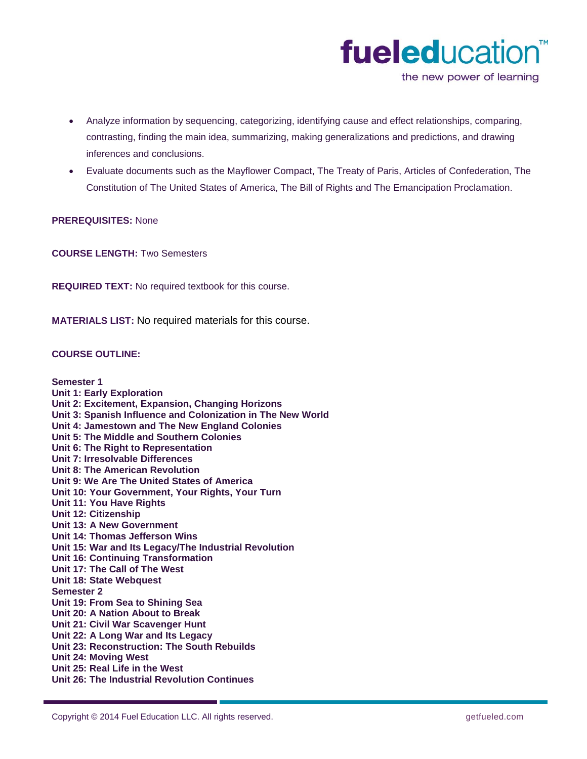- Analyze information by sequencing, categorizing, identifying cause and effect relationships, comparing, contrasting, finding the main idea, summarizing, making generalizations and predictions, and drawing inferences and conclusions.
- Evaluate documents such as the Mayflower Compact, The Treaty of Paris, Articles of Confederation, The Constitution of The United States of America, The Bill of Rights and The Emancipation Proclamation.

**PREREQUISITES:** None

**COURSE LENGTH:** Two Semesters

**REQUIRED TEXT:** No required textbook for this course.

**MATERIALS LIST:** No required materials for this course.

**COURSE OUTLINE:**

**Semester 1**
**Unit 1: Early Exploration**
**Unit 2: Excitement, Expansion, Changing Horizons**
**Unit 3: Spanish Influence and Colonization in The New World**
**Unit 4: Jamestown and The New England Colonies**
**Unit 5: The Middle and Southern Colonies**
**Unit 6: The Right to Representation**
**Unit 7: Irresolvable Differences**
**Unit 8: The American Revolution**
**Unit 9: We Are The United States of America**
**Unit 10: Your Government, Your Rights, Your Turn**
**Unit 11: You Have Rights**
**Unit 12: Citizenship**
**Unit 13: A New Government**
**Unit 14: Thomas Jefferson Wins**
**Unit 15: War and Its Legacy/The Industrial Revolution**
**Unit 16: Continuing Transformation**
**Unit 17: The Call of The West**
**Unit 18: State Webquest**
**Semester 2**
**Unit 19: From Sea to Shining Sea**
**Unit 20: A Nation About to Break**
**Unit 21: Civil War Scavenger Hunt**
**Unit 22: A Long War and Its Legacy**
**Unit 23: Reconstruction: The South Rebuilds**
**Unit 24: Moving West**
**Unit 25: Real Life in the West**
**Unit 26: The Industrial Revolution Continues**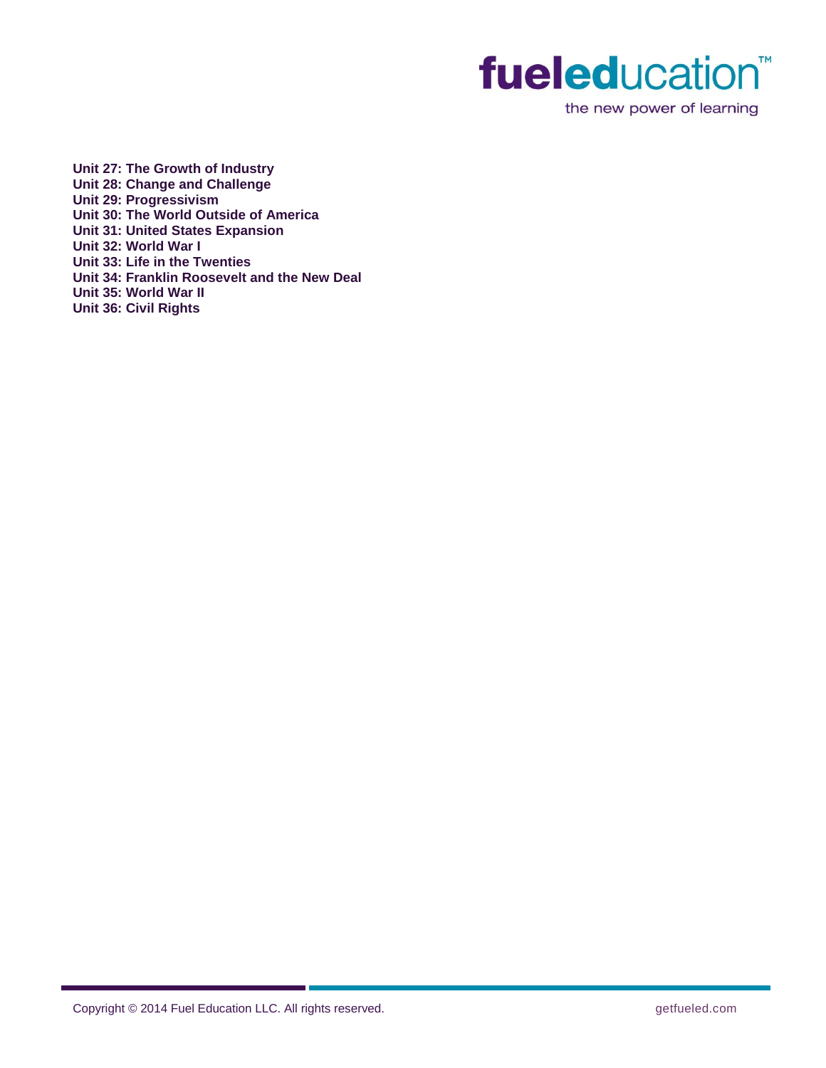**Unit 27: The Growth of Industry**
**Unit 28: Change and Challenge**
**Unit 29: Progressivism**
**Unit 30: The World Outside of America**
**Unit 31: United States Expansion**
**Unit 32: World War I**
**Unit 33: Life in the Twenties**
**Unit 34: Franklin Roosevelt and the New Deal**
**Unit 35: World War II**
**Unit 36: Civil Rights**